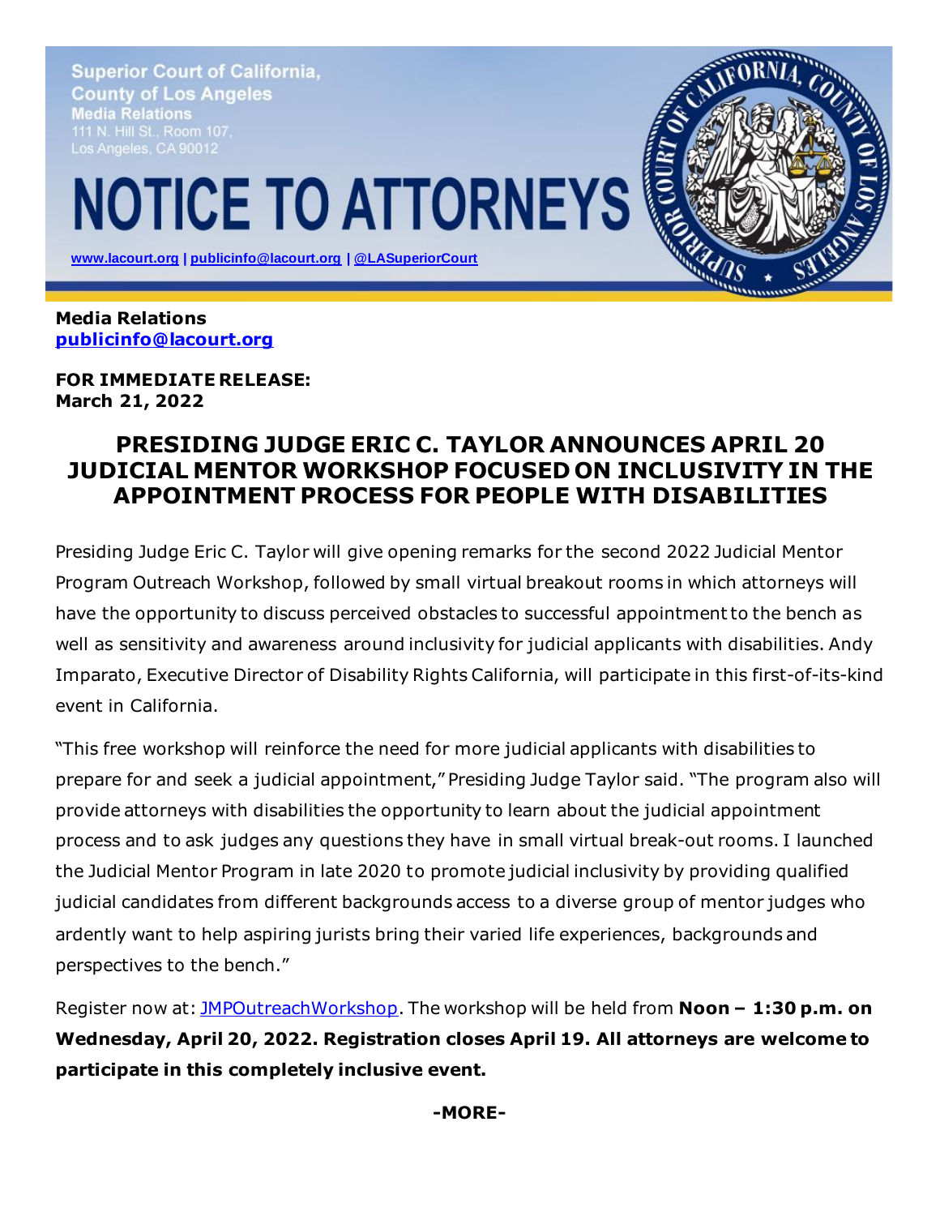Superior Court of California, County of Los Angeles
Media Relations
111 N. Hill St., Room 107,
Los Angeles, CA 90012

# NOTICE TO ATTORNEYS

www.lacourt.org | publicinfo@lacourt.org | @LASuperiorCourt

**Media Relations**
**publicinfo@lacourt.org**

**FOR IMMEDIATE RELEASE:**
**March 21, 2022**

## PRESIDING JUDGE ERIC C. TAYLOR ANNOUNCES APRIL 20 JUDICIAL MENTOR WORKSHOP FOCUSED ON INCLUSIVITY IN THE APPOINTMENT PROCESS FOR PEOPLE WITH DISABILITIES

Presiding Judge Eric C. Taylor will give opening remarks for the second 2022 Judicial Mentor Program Outreach Workshop, followed by small virtual breakout rooms in which attorneys will have the opportunity to discuss perceived obstacles to successful appointment to the bench as well as sensitivity and awareness around inclusivity for judicial applicants with disabilities. Andy Imparato, Executive Director of Disability Rights California, will participate in this first-of-its-kind event in California.

"This free workshop will reinforce the need for more judicial applicants with disabilities to prepare for and seek a judicial appointment," Presiding Judge Taylor said. "The program also will provide attorneys with disabilities the opportunity to learn about the judicial appointment process and to ask judges any questions they have in small virtual break-out rooms. I launched the Judicial Mentor Program in late 2020 to promote judicial inclusivity by providing qualified judicial candidates from different backgrounds access to a diverse group of mentor judges who ardently want to help aspiring jurists bring their varied life experiences, backgrounds and perspectives to the bench."

Register now at: JMPOutreachWorkshop. The workshop will be held from **Noon – 1:30 p.m. on Wednesday, April 20, 2022. Registration closes April 19. All attorneys are welcome to participate in this completely inclusive event.**

**-MORE-**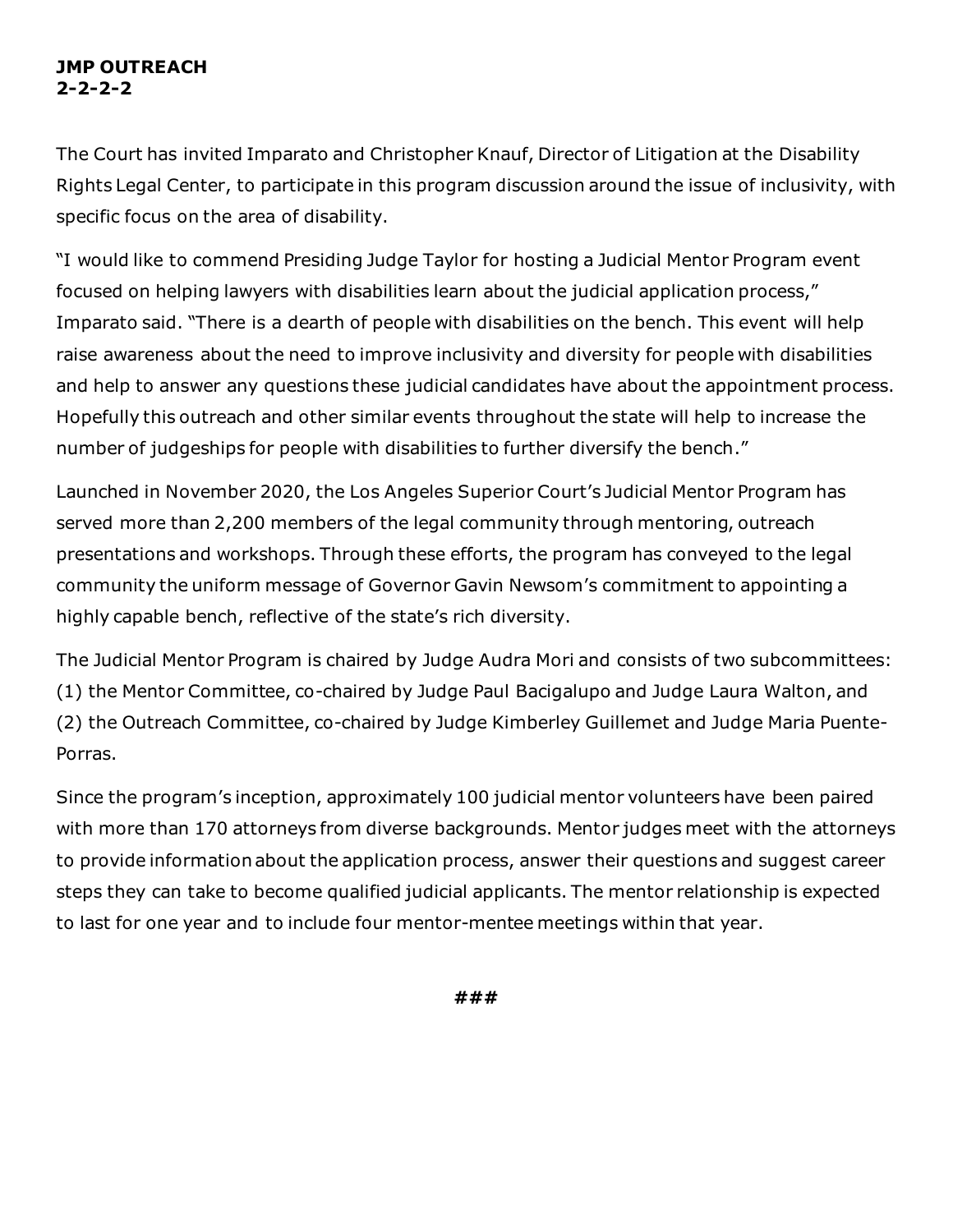**JMP OUTREACH**
**2-2-2-2**

The Court has invited Imparato and Christopher Knauf, Director of Litigation at the Disability Rights Legal Center, to participate in this program discussion around the issue of inclusivity, with specific focus on the area of disability.

"I would like to commend Presiding Judge Taylor for hosting a Judicial Mentor Program event focused on helping lawyers with disabilities learn about the judicial application process," Imparato said. "There is a dearth of people with disabilities on the bench. This event will help raise awareness about the need to improve inclusivity and diversity for people with disabilities and help to answer any questions these judicial candidates have about the appointment process. Hopefully this outreach and other similar events throughout the state will help to increase the number of judgeships for people with disabilities to further diversify the bench."

Launched in November 2020, the Los Angeles Superior Court's Judicial Mentor Program has served more than 2,200 members of the legal community through mentoring, outreach presentations and workshops. Through these efforts, the program has conveyed to the legal community the uniform message of Governor Gavin Newsom's commitment to appointing a highly capable bench, reflective of the state's rich diversity.

The Judicial Mentor Program is chaired by Judge Audra Mori and consists of two subcommittees: (1) the Mentor Committee, co-chaired by Judge Paul Bacigalupo and Judge Laura Walton, and (2) the Outreach Committee, co-chaired by Judge Kimberley Guillemet and Judge Maria Puente-Porras.

Since the program's inception, approximately 100 judicial mentor volunteers have been paired with more than 170 attorneys from diverse backgrounds. Mentor judges meet with the attorneys to provide information about the application process, answer their questions and suggest career steps they can take to become qualified judicial applicants. The mentor relationship is expected to last for one year and to include four mentor-mentee meetings within that year.

**###**